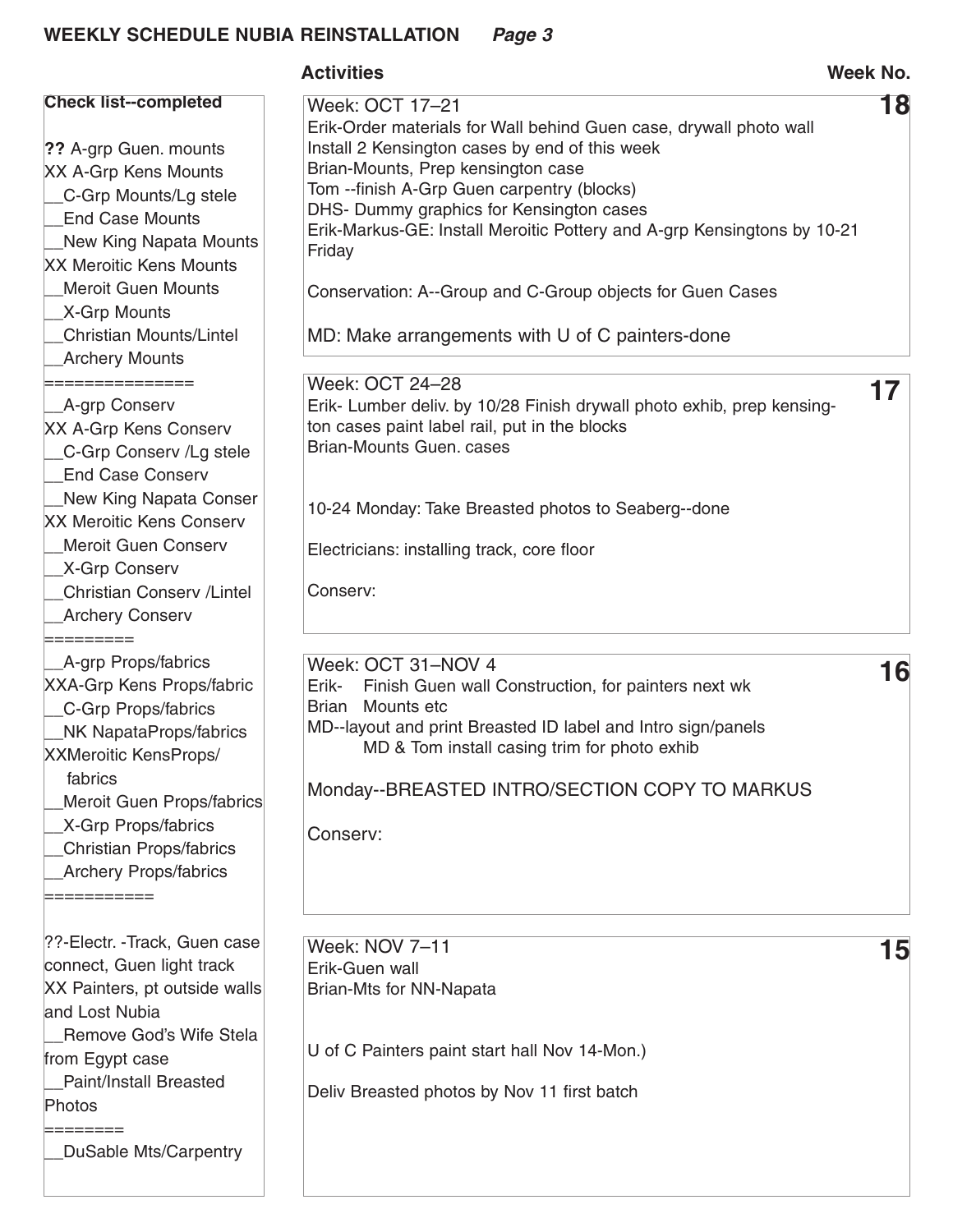## WEEKLY SCHEDULE NUBIA REINSTALLATION *Page 3*

**Check list--completed**

?? A-grp Guen. mounts
XX A-Grp Kens Mounts
__C-Grp Mounts/Lg stele
__End Case Mounts
__New King Napata Mounts
XX Meroitic Kens Mounts
__Meroit Guen Mounts
__X-Grp Mounts
__Christian Mounts/Lintel
__Archery Mounts
===============
__A-grp Conserv
XX A-Grp Kens Conserv
__C-Grp Conserv /Lg stele
__End Case Conserv
__New King Napata Conser
XX Meroitic Kens Conserv
__Meroit Guen Conserv
__X-Grp Conserv
__Christian Conserv /Lintel
__Archery Conserv
=========
__A-grp Props/fabrics
XXA-Grp Kens Props/fabric
__C-Grp Props/fabrics
__NK NapataProps/fabrics
XXMeroitic KensProps/fabrics
__Meroit Guen Props/fabrics
__X-Grp Props/fabrics
__Christian Props/fabrics
__Archery Props/fabrics
===========

??-Electr. -Track, Guen case connect, Guen light track
XX Painters, pt outside walls and Lost Nubia
__Remove God's Wife Stela from Egypt case
__Paint/Install Breasted Photos
========
__DuSable Mts/Carpentry

**Activities** — **Week No.**

**Week: OCT 17–21** — **18**

Erik-Order materials for Wall behind Guen case, drywall photo wall
Install 2 Kensington cases by end of this week
Brian-Mounts, Prep kensington case
Tom --finish A-Grp Guen carpentry (blocks)
DHS- Dummy graphics for Kensington cases
Erik-Markus-GE: Install Meroitic Pottery and A-grp Kensingtons by 10-21 Friday

Conservation: A--Group and C-Group objects for Guen Cases

MD: Make arrangements with U of C painters-done

**Week: OCT 24–28** — **17**

Erik- Lumber deliv. by 10/28 Finish drywall photo exhib, prep kensington cases paint label rail, put in the blocks
Brian-Mounts Guen. cases

10-24 Monday: Take Breasted photos to Seaberg--done

Electricians: installing track, core floor

Conserv:

**Week: OCT 31–NOV 4** — **16**

Erik- Finish Guen wall Construction, for painters next wk
Brian Mounts etc
MD--layout and print Breasted ID label and Intro sign/panels
MD & Tom install casing trim for photo exhib

Monday--BREASTED INTRO/SECTION COPY TO MARKUS

Conserv:

**Week: NOV 7–11** — **15**

Erik-Guen wall
Brian-Mts for NN-Napata

U of C Painters paint start hall Nov 14-Mon.)

Deliv Breasted photos by Nov 11 first batch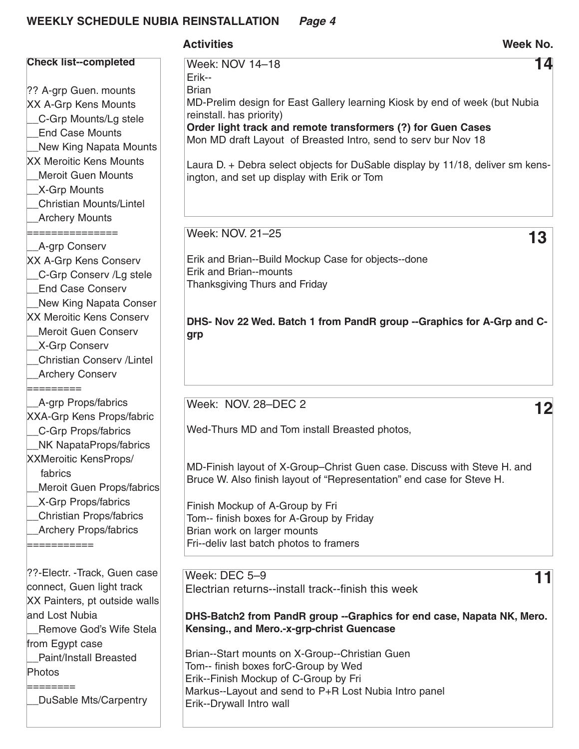# WEEKLY SCHEDULE NUBIA REINSTALLATION *Page 4*

**Activities** **Week No.**

**Check list--completed**

?? A-grp Guen. mounts
XX A-Grp Kens Mounts
__C-Grp Mounts/Lg stele
__End Case Mounts
__New King Napata Mounts
XX Meroitic Kens Mounts
__Meroit Guen Mounts
__X-Grp Mounts
__Christian Mounts/Lintel
__Archery Mounts
===============
__A-grp Conserv
XX A-Grp Kens Conserv
__C-Grp Conserv /Lg stele
__End Case Conserv
__New King Napata Conser
XX Meroitic Kens Conserv
__Meroit Guen Conserv
__X-Grp Conserv
__Christian Conserv /Lintel
__Archery Conserv
=========
__A-grp Props/fabrics
XXA-Grp Kens Props/fabric
__C-Grp Props/fabrics
__NK NapataProps/fabrics
XXMeroitic KensProps/ fabrics
__Meroit Guen Props/fabrics
__X-Grp Props/fabrics
__Christian Props/fabrics
__Archery Props/fabrics
===========

??-Electr. -Track, Guen case connect, Guen light track
XX Painters, pt outside walls and Lost Nubia
__Remove God's Wife Stela from Egypt case
__Paint/Install Breasted Photos
========
__DuSable Mts/Carpentry

---

Week: NOV 14–18 **14**

Erik--
Brian
MD-Prelim design for East Gallery learning Kiosk by end of week (but Nubia reinstall. has priority)
**Order light track and remote transformers (?) for Guen Cases**
Mon MD draft Layout of Breasted Intro, send to serv bur Nov 18

Laura D. + Debra select objects for DuSable display by 11/18, deliver sm kensington, and set up display with Erik or Tom

---

Week: NOV. 21–25 **13**

Erik and Brian--Build Mockup Case for objects--done
Erik and Brian--mounts
Thanksgiving Thurs and Friday

**DHS- Nov 22 Wed. Batch 1 from PandR group --Graphics for A-Grp and C-grp**

---

Week: NOV. 28–DEC 2 **12**

Wed-Thurs MD and Tom install Breasted photos,

MD-Finish layout of X-Group–Christ Guen case. Discuss with Steve H. and Bruce W. Also finish layout of "Representation" end case for Steve H.

Finish Mockup of A-Group by Fri
Tom-- finish boxes for A-Group by Friday
Brian work on larger mounts
Fri--deliv last batch photos to framers

---

Week: DEC 5–9 **11**

Electrian returns--install track--finish this week

**DHS-Batch2 from PandR group --Graphics for end case, Napata NK, Mero. Kensing., and Mero.-x-grp-christ Guencase**

Brian--Start mounts on X-Group--Christian Guen
Tom-- finish boxes forC-Group by Wed
Erik--Finish Mockup of C-Group by Fri
Markus--Layout and send to P+R Lost Nubia Intro panel
Erik--Drywall Intro wall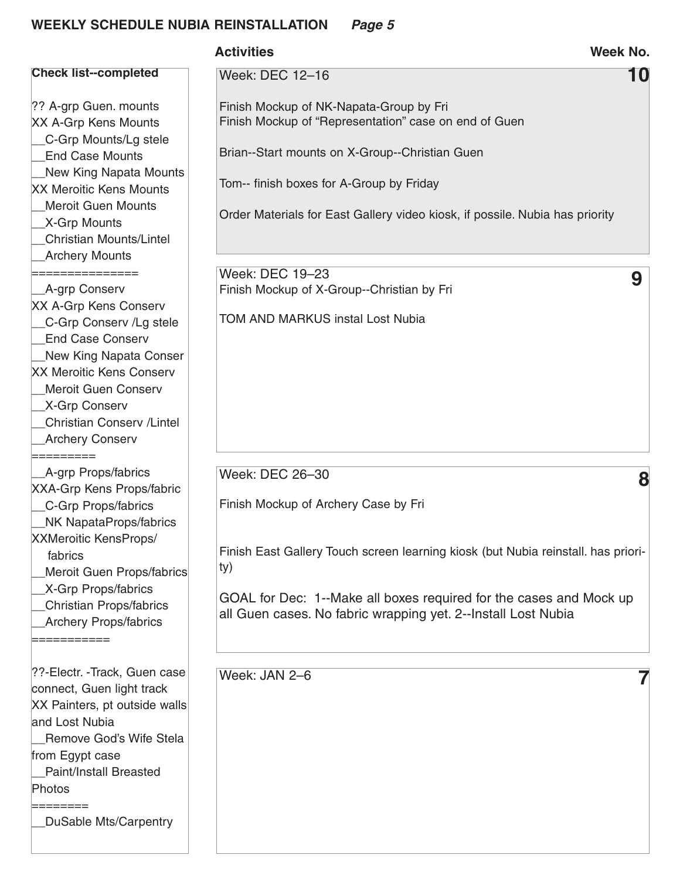## WEEKLY SCHEDULE NUBIA REINSTALLATION *Page 5*

**Activities** — **Week No.**

### Week: DEC 12–16 — **10**

Finish Mockup of NK-Napata-Group by Fri
Finish Mockup of "Representation" case on end of Guen

Brian--Start mounts on X-Group--Christian Guen

Tom-- finish boxes for A-Group by Friday

Order Materials for East Gallery video kiosk, if possile. Nubia has priority

### Week: DEC 19–23 — **9**

Finish Mockup of X-Group--Christian by Fri

TOM AND MARKUS instal Lost Nubia

### Week: DEC 26–30 — **8**

Finish Mockup of Archery Case by Fri

Finish East Gallery Touch screen learning kiosk (but Nubia reinstall. has priority)

GOAL for Dec: 1--Make all boxes required for the cases and Mock up all Guen cases. No fabric wrapping yet. 2--Install Lost Nubia

### Week: JAN 2–6 — **7**

---

**Check list--completed**

?? A-grp Guen. mounts
XX A-Grp Kens Mounts
__C-Grp Mounts/Lg stele
__End Case Mounts
__New King Napata Mounts
XX Meroitic Kens Mounts
__Meroit Guen Mounts
__X-Grp Mounts
__Christian Mounts/Lintel
__Archery Mounts
===============
__A-grp Conserv
XX A-Grp Kens Conserv
__C-Grp Conserv /Lg stele
__End Case Conserv
__New King Napata Conser
XX Meroitic Kens Conserv
__Meroit Guen Conserv
__X-Grp Conserv
__Christian Conserv /Lintel
__Archery Conserv
=========
__A-grp Props/fabrics
XXA-Grp Kens Props/fabric
__C-Grp Props/fabrics
__NK NapataProps/fabrics
XXMeroitic KensProps/fabrics
__Meroit Guen Props/fabrics
__X-Grp Props/fabrics
__Christian Props/fabrics
__Archery Props/fabrics
===========

??-Electr. -Track, Guen case connect, Guen light track
XX Painters, pt outside walls and Lost Nubia
__Remove God's Wife Stela from Egypt case
__Paint/Install Breasted Photos
========
__DuSable Mts/Carpentry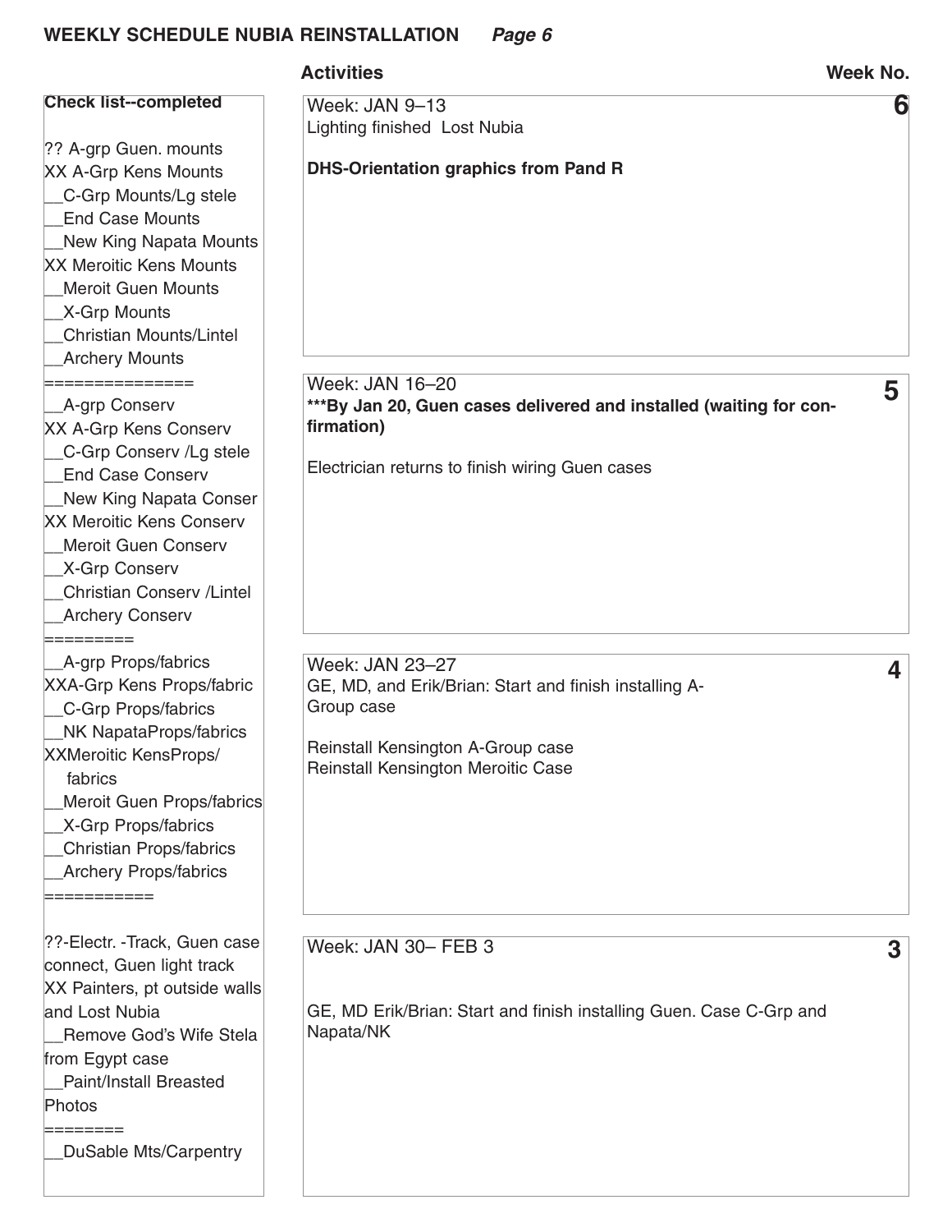## WEEKLY SCHEDULE NUBIA REINSTALLATION *Page 6*

### Check list--completed

?? A-grp Guen. mounts
XX A-Grp Kens Mounts
__C-Grp Mounts/Lg stele
__End Case Mounts
__New King Napata Mounts
XX Meroitic Kens Mounts
__Meroit Guen Mounts
__X-Grp Mounts
__Christian Mounts/Lintel
__Archery Mounts
===============
__A-grp Conserv
XX A-Grp Kens Conserv
__C-Grp Conserv /Lg stele
__End Case Conserv
__New King Napata Conser
XX Meroitic Kens Conserv
__Meroit Guen Conserv
__X-Grp Conserv
__Christian Conserv /Lintel
__Archery Conserv
=========
__A-grp Props/fabrics
XXA-Grp Kens Props/fabric
__C-Grp Props/fabrics
__NK NapataProps/fabrics
XXMeroitic KensProps/ fabrics
__Meroit Guen Props/fabrics
__X-Grp Props/fabrics
__Christian Props/fabrics
__Archery Props/fabrics
===========

??-Electr. -Track, Guen case connect, Guen light track
XX Painters, pt outside walls and Lost Nubia
__Remove God's Wife Stela from Egypt case
__Paint/Install Breasted Photos
========
__DuSable Mts/Carpentry

### Activities

| Activities | Week No. |
|---|---|
| Week: JAN 9–13<br>Lighting finished Lost Nubia<br><br>**DHS-Orientation graphics from Pand R** | 6 |
| Week: JAN 16–20<br>**\*\*\*By Jan 20, Guen cases delivered and installed (waiting for confirmation)**<br><br>Electrician returns to finish wiring Guen cases | 5 |
| Week: JAN 23–27<br>GE, MD, and Erik/Brian: Start and finish installing A-Group case<br><br>Reinstall Kensington A-Group case<br>Reinstall Kensington Meroitic Case | 4 |
| Week: JAN 30– FEB 3<br><br>GE, MD Erik/Brian: Start and finish installing Guen. Case C-Grp and Napata/NK | 3 |